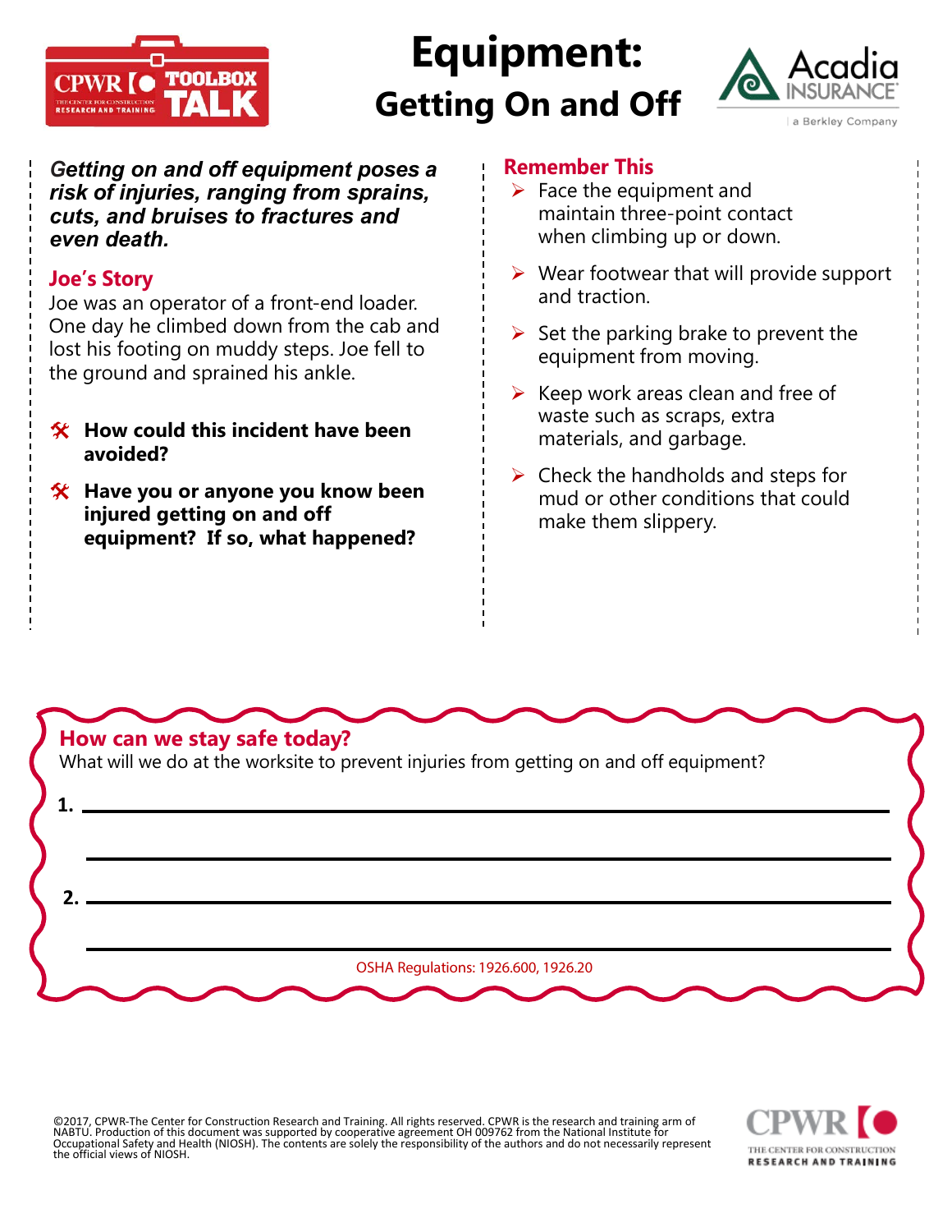CPWR TOOLBOX TALK

# Equipment: Getting On and Off

Acadia INSURANCE | a Berkley Company

***Getting on and off equipment poses a risk of injuries, ranging from sprains, cuts, and bruises to fractures and even death.***

## Joe's Story

Joe was an operator of a front-end loader. One day he climbed down from the cab and lost his footing on muddy steps. Joe fell to the ground and sprained his ankle.

- **How could this incident have been avoided?**
- **Have you or anyone you know been injured getting on and off equipment? If so, what happened?**

## Remember This

- Face the equipment and maintain three-point contact when climbing up or down.
- Wear footwear that will provide support and traction.
- Set the parking brake to prevent the equipment from moving.
- Keep work areas clean and free of waste such as scraps, extra materials, and garbage.
- Check the handholds and steps for mud or other conditions that could make them slippery.

## How can we stay safe today?

What will we do at the worksite to prevent injuries from getting on and off equipment?

1. \_\_\_\_\_\_\_\_\_\_\_\_\_\_\_\_\_\_\_\_\_\_\_\_\_\_\_\_\_\_\_\_\_\_\_\_\_\_\_\_

2. \_\_\_\_\_\_\_\_\_\_\_\_\_\_\_\_\_\_\_\_\_\_\_\_\_\_\_\_\_\_\_\_\_\_\_\_\_\_\_\_

OSHA Regulations: 1926.600, 1926.20

©2017, CPWR-The Center for Construction Research and Training. All rights reserved. CPWR is the research and training arm of NABTU. Production of this document was supported by cooperative agreement OH 009762 from the National Institute for Occupational Safety and Health (NIOSH). The contents are solely the responsibility of the authors and do not necessarily represent the official views of NIOSH.

CPWR THE CENTER FOR CONSTRUCTION RESEARCH AND TRAINING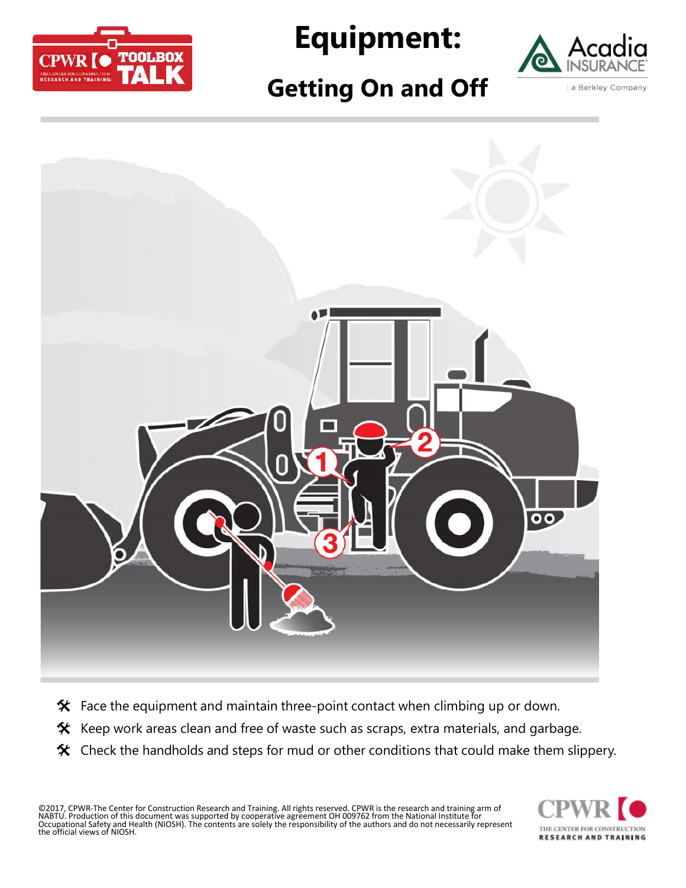# Equipment:

## Getting On and Off

- Face the equipment and maintain three-point contact when climbing up or down.
- Keep work areas clean and free of waste such as scraps, extra materials, and garbage.
- Check the handholds and steps for mud or other conditions that could make them slippery.

©2017, CPWR-The Center for Construction Research and Training. All rights reserved. CPWR is the research and training arm of NABTU. Production of this document was supported by cooperative agreement OH 009762 from the National Institute for Occupational Safety and Health (NIOSH). The contents are solely the responsibility of the authors and do not necessarily represent the official views of NIOSH.